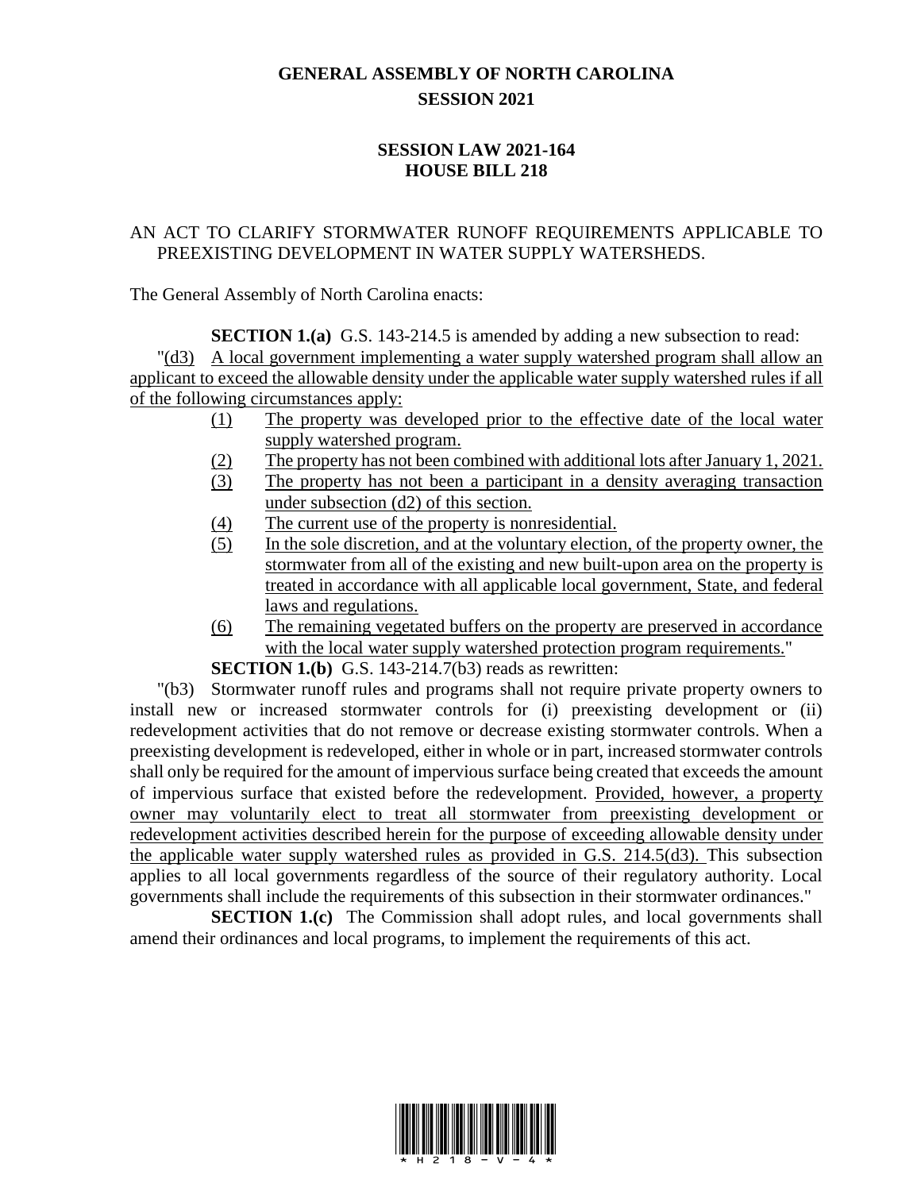# GENERAL ASSEMBLY OF NORTH CAROLINA
## SESSION 2021

## SESSION LAW 2021-164
## HOUSE BILL 218

AN ACT TO CLARIFY STORMWATER RUNOFF REQUIREMENTS APPLICABLE TO PREEXISTING DEVELOPMENT IN WATER SUPPLY WATERSHEDS.

The General Assembly of North Carolina enacts:

**SECTION 1.(a)** G.S. 143-214.5 is amended by adding a new subsection to read:

"(d3) A local government implementing a water supply watershed program shall allow an applicant to exceed the allowable density under the applicable water supply watershed rules if all of the following circumstances apply:

(1) The property was developed prior to the effective date of the local water supply watershed program.

(2) The property has not been combined with additional lots after January 1, 2021.

(3) The property has not been a participant in a density averaging transaction under subsection (d2) of this section.

(4) The current use of the property is nonresidential.

(5) In the sole discretion, and at the voluntary election, of the property owner, the stormwater from all of the existing and new built-upon area on the property is treated in accordance with all applicable local government, State, and federal laws and regulations.

(6) The remaining vegetated buffers on the property are preserved in accordance with the local water supply watershed protection program requirements."

**SECTION 1.(b)** G.S. 143-214.7(b3) reads as rewritten:

"(b3) Stormwater runoff rules and programs shall not require private property owners to install new or increased stormwater controls for (i) preexisting development or (ii) redevelopment activities that do not remove or decrease existing stormwater controls. When a preexisting development is redeveloped, either in whole or in part, increased stormwater controls shall only be required for the amount of impervious surface being created that exceeds the amount of impervious surface that existed before the redevelopment. Provided, however, a property owner may voluntarily elect to treat all stormwater from preexisting development or redevelopment activities described herein for the purpose of exceeding allowable density under the applicable water supply watershed rules as provided in G.S. 214.5(d3). This subsection applies to all local governments regardless of the source of their regulatory authority. Local governments shall include the requirements of this subsection in their stormwater ordinances."

**SECTION 1.(c)** The Commission shall adopt rules, and local governments shall amend their ordinances and local programs, to implement the requirements of this act.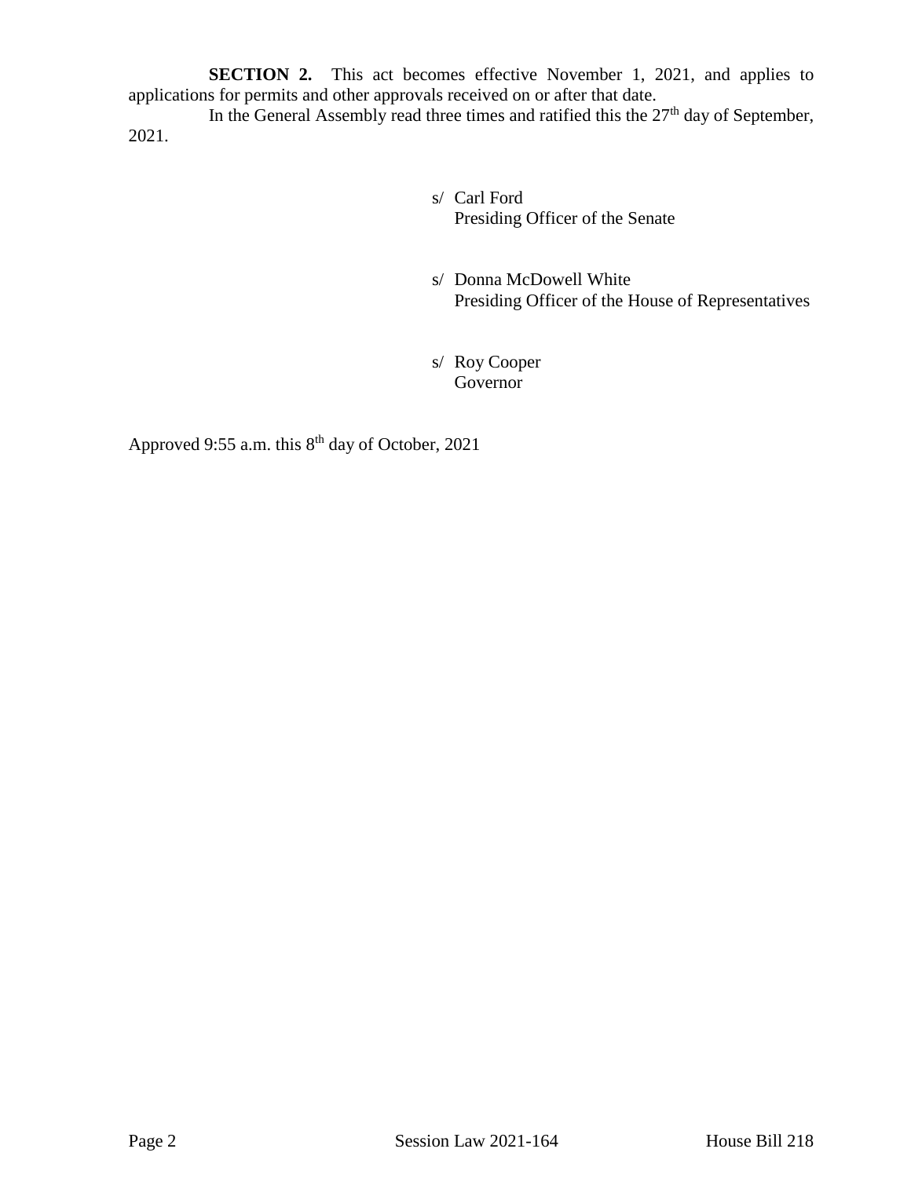**SECTION 2.** This act becomes effective November 1, 2021, and applies to applications for permits and other approvals received on or after that date.

In the General Assembly read three times and ratified this the 27th day of September, 2021.

s/ Carl Ford
Presiding Officer of the Senate

s/ Donna McDowell White
Presiding Officer of the House of Representatives

s/ Roy Cooper
Governor

Approved 9:55 a.m. this 8th day of October, 2021